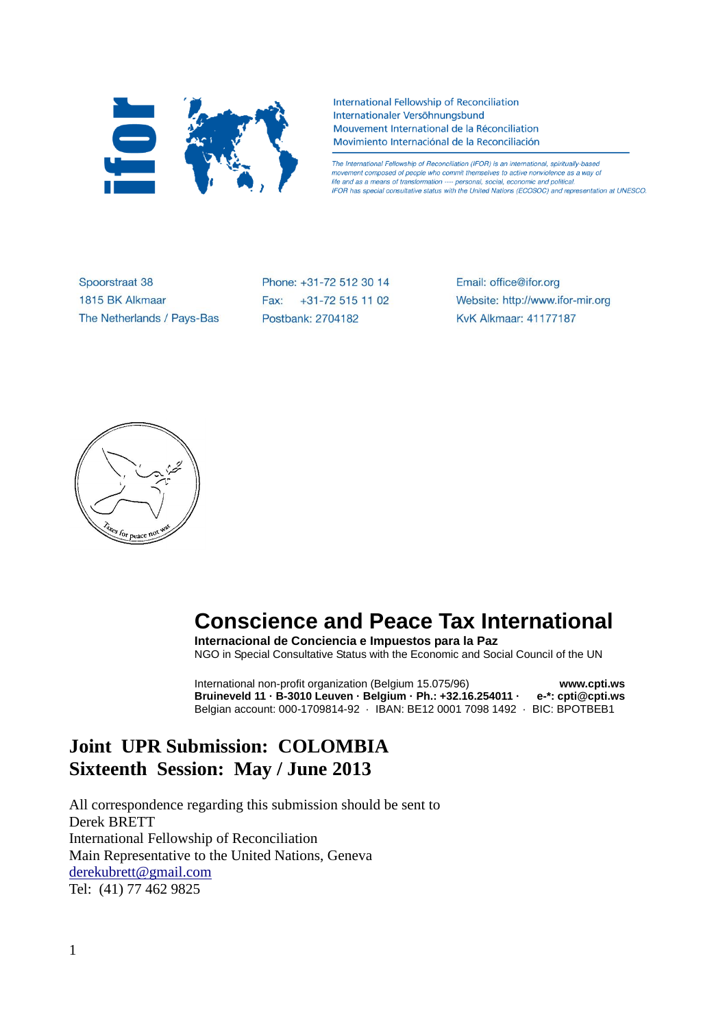International Fellowship of Reconciliation
Internationaler Versöhnungsbund
Mouvement International de la Réconciliation
Movimiento Internaciónal de la Reconciliación

*The International Fellowship of Reconciliation (IFOR) is an international, spiritually-based movement composed of people who commit themselves to active nonviolence as a way of life and as a means of transformation ---- personal, social, economic and political. IFOR has special consultative status with the United Nations (ECOSOC) and representation at UNESCO.*

Spoorstraat 38
1815 BK Alkmaar
The Netherlands / Pays-Bas

Phone: +31-72 512 30 14
Fax: +31-72 515 11 02
Postbank: 2704182

Email: office@ifor.org
Website: http://www.ifor-mir.org
KvK Alkmaar: 41177187

Taxes for peace not war

# Conscience and Peace Tax International

**Internacional de Conciencia e Impuestos para la Paz**
NGO in Special Consultative Status with the Economic and Social Council of the UN

International non-profit organization (Belgium 15.075/96) **www.cpti.ws**
**Bruineveld 11 · B-3010 Leuven · Belgium · Ph.: +32.16.254011 · e-\*: cpti@cpti.ws**
Belgian account: 000-1709814-92 · IBAN: BE12 0001 7098 1492 · BIC: BPOTBEB1

# Joint UPR Submission: COLOMBIA
# Sixteenth Session: May / June 2013

All correspondence regarding this submission should be sent to
Derek BRETT
International Fellowship of Reconciliation
Main Representative to the United Nations, Geneva
derekubrett@gmail.com
Tel: (41) 77 462 9825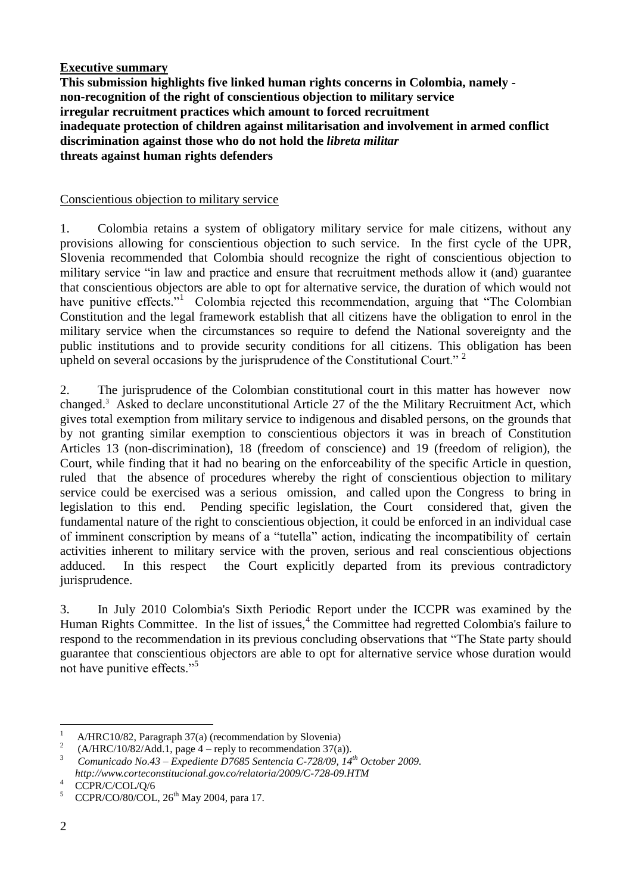**Executive summary**

**This submission highlights five linked human rights concerns in Colombia, namely -**
**non-recognition of the right of conscientious objection to military service**
**irregular recruitment practices which amount to forced recruitment**
**inadequate protection of children against militarisation and involvement in armed conflict**
**discrimination against those who do not hold the *libreta militar***
**threats against human rights defenders**

Conscientious objection to military service

1. Colombia retains a system of obligatory military service for male citizens, without any provisions allowing for conscientious objection to such service. In the first cycle of the UPR, Slovenia recommended that Colombia should recognize the right of conscientious objection to military service "in law and practice and ensure that recruitment methods allow it (and) guarantee that conscientious objectors are able to opt for alternative service, the duration of which would not have punitive effects."[1] Colombia rejected this recommendation, arguing that "The Colombian Constitution and the legal framework establish that all citizens have the obligation to enrol in the military service when the circumstances so require to defend the National sovereignty and the public institutions and to provide security conditions for all citizens. This obligation has been upheld on several occasions by the jurisprudence of the Constitutional Court." [2]

2. The jurisprudence of the Colombian constitutional court in this matter has however now changed.[3] Asked to declare unconstitutional Article 27 of the the Military Recruitment Act, which gives total exemption from military service to indigenous and disabled persons, on the grounds that by not granting similar exemption to conscientious objectors it was in breach of Constitution Articles 13 (non-discrimination), 18 (freedom of conscience) and 19 (freedom of religion), the Court, while finding that it had no bearing on the enforceability of the specific Article in question, ruled that the absence of procedures whereby the right of conscientious objection to military service could be exercised was a serious omission, and called upon the Congress to bring in legislation to this end. Pending specific legislation, the Court considered that, given the fundamental nature of the right to conscientious objection, it could be enforced in an individual case of imminent conscription by means of a "tutella" action, indicating the incompatibility of certain activities inherent to military service with the proven, serious and real conscientious objections adduced. In this respect the Court explicitly departed from its previous contradictory jurisprudence.

3. In July 2010 Colombia's Sixth Periodic Report under the ICCPR was examined by the Human Rights Committee. In the list of issues,[4] the Committee had regretted Colombia's failure to respond to the recommendation in its previous concluding observations that "The State party should guarantee that conscientious objectors are able to opt for alternative service whose duration would not have punitive effects."[5]

---

[1] A/HRC10/82, Paragraph 37(a) (recommendation by Slovenia)

[2] (A/HRC/10/82/Add.1, page 4 – reply to recommendation 37(a)).

[3] *Comunicado No.43 – Expediente D7685 Sentencia C-728/09, 14th October 2009. http://www.corteconstitucional.gov.co/relatoria/2009/C-728-09.HTM*

[4] CCPR/C/COL/Q/6

[5] CCPR/CO/80/COL, 26th May 2004, para 17.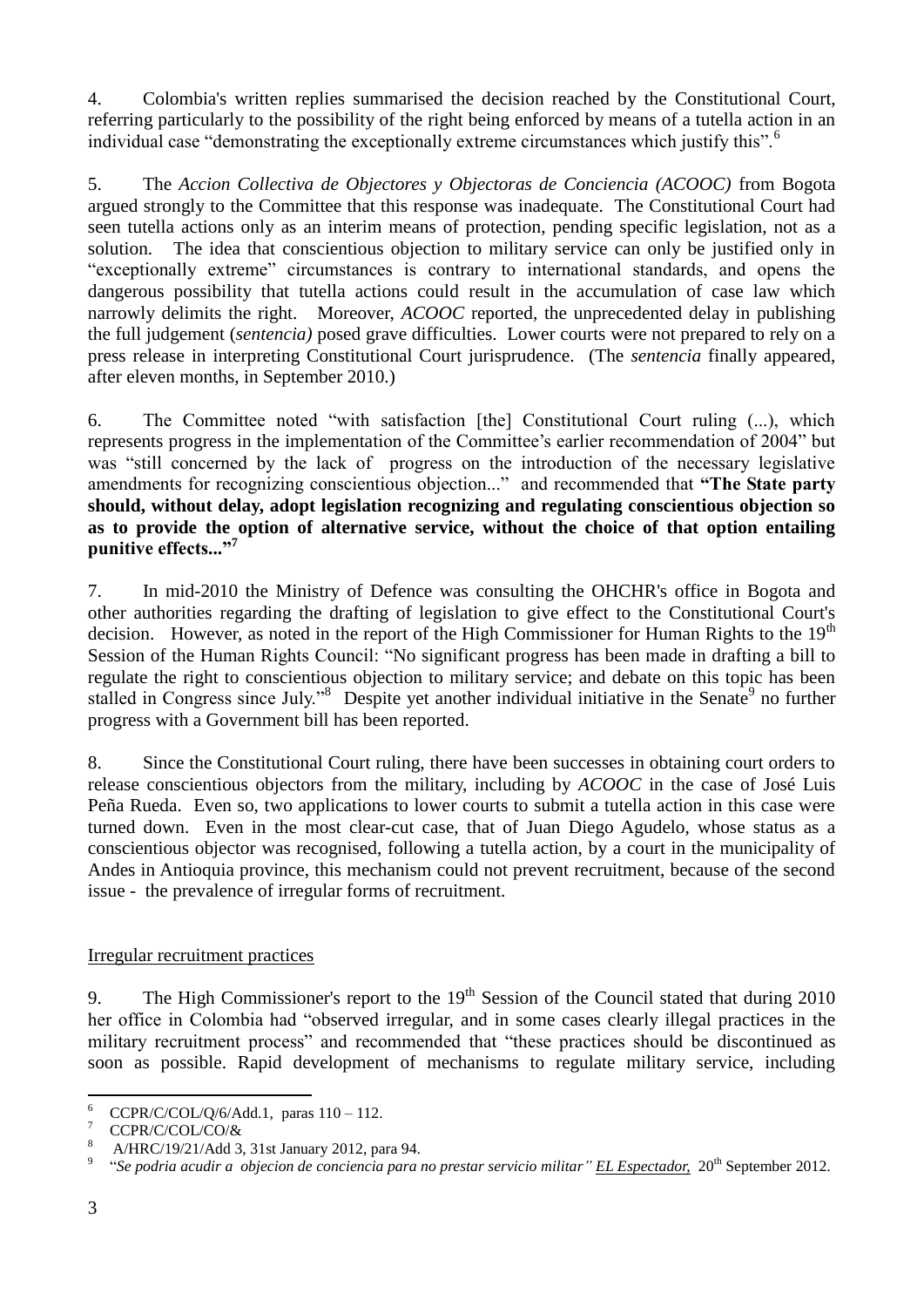4. Colombia's written replies summarised the decision reached by the Constitutional Court, referring particularly to the possibility of the right being enforced by means of a tutella action in an individual case "demonstrating the exceptionally extreme circumstances which justify this".[6]

5. The *Accion Collectiva de Objectores y Objectoras de Conciencia (ACOOC)* from Bogota argued strongly to the Committee that this response was inadequate. The Constitutional Court had seen tutella actions only as an interim means of protection, pending specific legislation, not as a solution. The idea that conscientious objection to military service can only be justified only in "exceptionally extreme" circumstances is contrary to international standards, and opens the dangerous possibility that tutella actions could result in the accumulation of case law which narrowly delimits the right. Moreover, *ACOOC* reported, the unprecedented delay in publishing the full judgement (*sentencia)* posed grave difficulties. Lower courts were not prepared to rely on a press release in interpreting Constitutional Court jurisprudence. (The *sentencia* finally appeared, after eleven months, in September 2010.)

6. The Committee noted "with satisfaction [the] Constitutional Court ruling (...), which represents progress in the implementation of the Committee's earlier recommendation of 2004" but was "still concerned by the lack of progress on the introduction of the necessary legislative amendments for recognizing conscientious objection..." and recommended that **"The State party should, without delay, adopt legislation recognizing and regulating conscientious objection so as to provide the option of alternative service, without the choice of that option entailing punitive effects..."**[7]

7. In mid-2010 the Ministry of Defence was consulting the OHCHR's office in Bogota and other authorities regarding the drafting of legislation to give effect to the Constitutional Court's decision. However, as noted in the report of the High Commissioner for Human Rights to the 19th Session of the Human Rights Council: "No significant progress has been made in drafting a bill to regulate the right to conscientious objection to military service; and debate on this topic has been stalled in Congress since July."[8] Despite yet another individual initiative in the Senate[9] no further progress with a Government bill has been reported.

8. Since the Constitutional Court ruling, there have been successes in obtaining court orders to release conscientious objectors from the military, including by *ACOOC* in the case of José Luis Peña Rueda. Even so, two applications to lower courts to submit a tutella action in this case were turned down. Even in the most clear-cut case, that of Juan Diego Agudelo, whose status as a conscientious objector was recognised, following a tutella action, by a court in the municipality of Andes in Antioquia province, this mechanism could not prevent recruitment, because of the second issue - the prevalence of irregular forms of recruitment.

## Irregular recruitment practices

9. The High Commissioner's report to the 19th Session of the Council stated that during 2010 her office in Colombia had "observed irregular, and in some cases clearly illegal practices in the military recruitment process" and recommended that "these practices should be discontinued as soon as possible. Rapid development of mechanisms to regulate military service, including

---

[6] CCPR/C/COL/Q/6/Add.1, paras 110 – 112.

[7] CCPR/C/COL/CO/&

[8] A/HRC/19/21/Add 3, 31st January 2012, para 94.

[9] "*Se podria acudir a objecion de conciencia para no prestar servicio militar" EL Espectador,* 20th September 2012.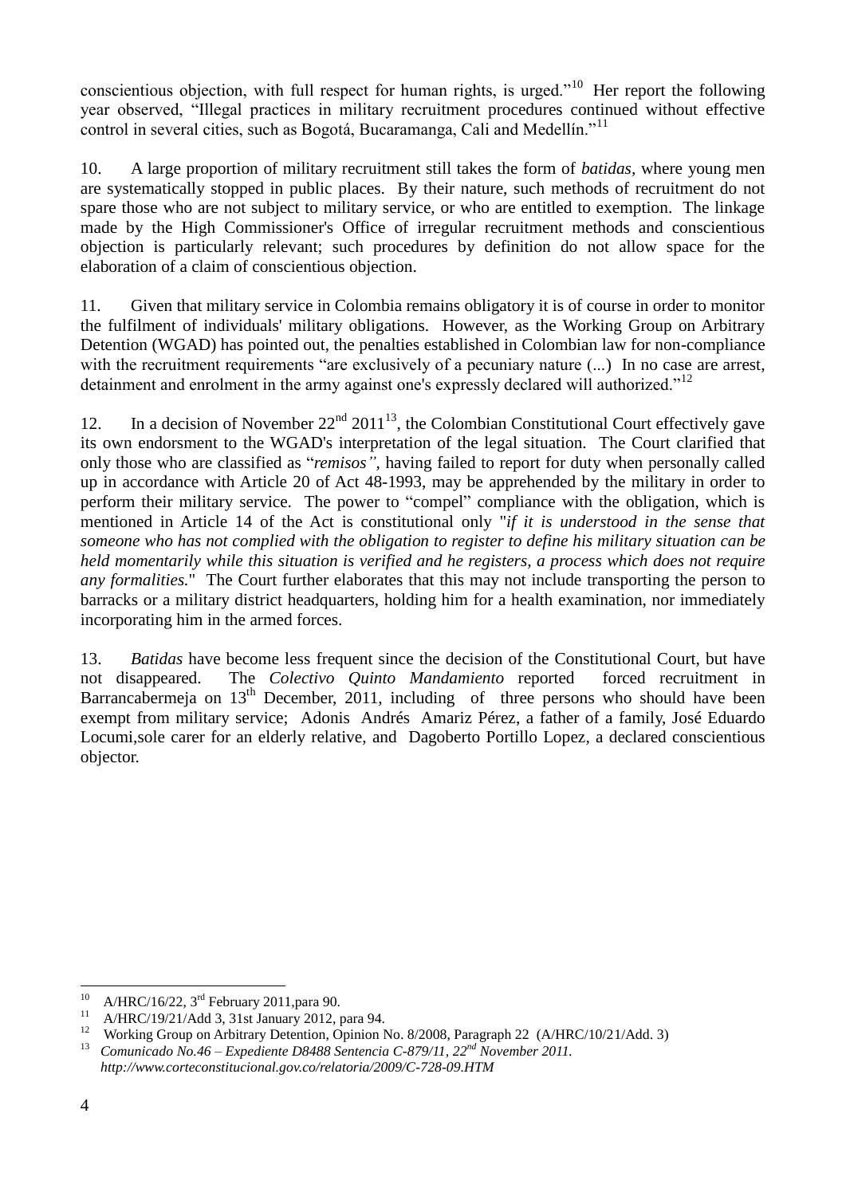conscientious objection, with full respect for human rights, is urged."[10] Her report the following year observed, "Illegal practices in military recruitment procedures continued without effective control in several cities, such as Bogotá, Bucaramanga, Cali and Medellín."[11]

10. A large proportion of military recruitment still takes the form of *batidas*, where young men are systematically stopped in public places. By their nature, such methods of recruitment do not spare those who are not subject to military service, or who are entitled to exemption. The linkage made by the High Commissioner's Office of irregular recruitment methods and conscientious objection is particularly relevant; such procedures by definition do not allow space for the elaboration of a claim of conscientious objection.

11. Given that military service in Colombia remains obligatory it is of course in order to monitor the fulfilment of individuals' military obligations. However, as the Working Group on Arbitrary Detention (WGAD) has pointed out, the penalties established in Colombian law for non-compliance with the recruitment requirements "are exclusively of a pecuniary nature (...) In no case are arrest, detainment and enrolment in the army against one's expressly declared will authorized."[12]

12. In a decision of November 22nd 2011[13], the Colombian Constitutional Court effectively gave its own endorsment to the WGAD's interpretation of the legal situation. The Court clarified that only those who are classified as "*remisos"*, having failed to report for duty when personally called up in accordance with Article 20 of Act 48-1993, may be apprehended by the military in order to perform their military service. The power to "compel" compliance with the obligation, which is mentioned in Article 14 of the Act is constitutional only "*if it is understood in the sense that someone who has not complied with the obligation to register to define his military situation can be held momentarily while this situation is verified and he registers, a process which does not require any formalities.*" The Court further elaborates that this may not include transporting the person to barracks or a military district headquarters, holding him for a health examination, nor immediately incorporating him in the armed forces.

13. *Batidas* have become less frequent since the decision of the Constitutional Court, but have not disappeared. The *Colectivo Quinto Mandamiento* reported forced recruitment in Barrancabermeja on 13th December, 2011, including of three persons who should have been exempt from military service; Adonis Andrés Amariz Pérez, a father of a family, José Eduardo Locumi,sole carer for an elderly relative, and Dagoberto Portillo Lopez, a declared conscientious objector.

---

[10] A/HRC/16/22, 3rd February 2011,para 90.

[11] A/HRC/19/21/Add 3, 31st January 2012, para 94.

[12] Working Group on Arbitrary Detention, Opinion No. 8/2008, Paragraph 22 (A/HRC/10/21/Add. 3)

[13] *Comunicado No.46 – Expediente D8488 Sentencia C-879/11, 22nd November 2011. http://www.corteconstitucional.gov.co/relatoria/2009/C-728-09.HTM*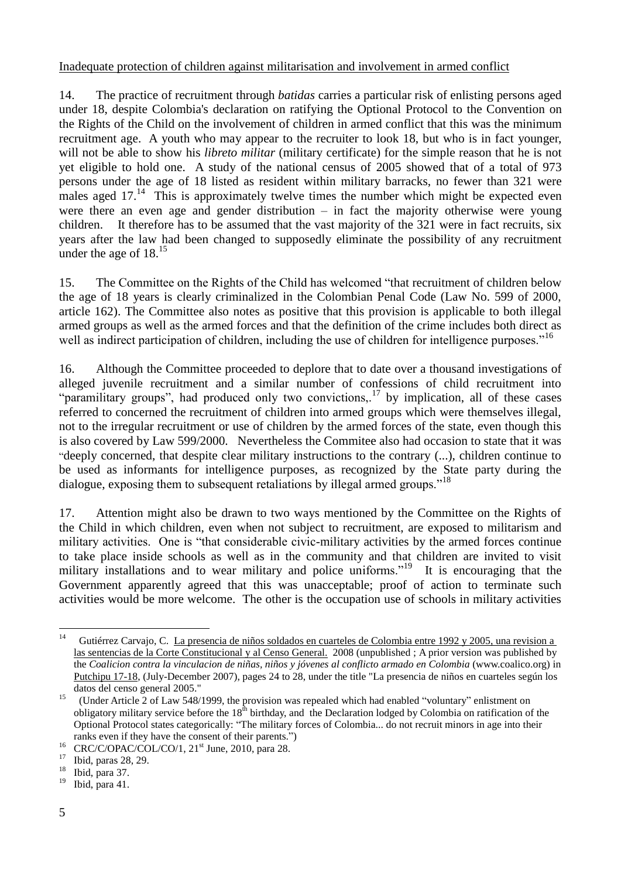Inadequate protection of children against militarisation and involvement in armed conflict

14. The practice of recruitment through *batidas* carries a particular risk of enlisting persons aged under 18, despite Colombia's declaration on ratifying the Optional Protocol to the Convention on the Rights of the Child on the involvement of children in armed conflict that this was the minimum recruitment age. A youth who may appear to the recruiter to look 18, but who is in fact younger, will not be able to show his *libreto militar* (military certificate) for the simple reason that he is not yet eligible to hold one. A study of the national census of 2005 showed that of a total of 973 persons under the age of 18 listed as resident within military barracks, no fewer than 321 were males aged 17.[14] This is approximately twelve times the number which might be expected even were there an even age and gender distribution – in fact the majority otherwise were young children. It therefore has to be assumed that the vast majority of the 321 were in fact recruits, six years after the law had been changed to supposedly eliminate the possibility of any recruitment under the age of 18.[15]

15. The Committee on the Rights of the Child has welcomed "that recruitment of children below the age of 18 years is clearly criminalized in the Colombian Penal Code (Law No. 599 of 2000, article 162). The Committee also notes as positive that this provision is applicable to both illegal armed groups as well as the armed forces and that the definition of the crime includes both direct as well as indirect participation of children, including the use of children for intelligence purposes."[16]

16. Although the Committee proceeded to deplore that to date over a thousand investigations of alleged juvenile recruitment and a similar number of confessions of child recruitment into "paramilitary groups", had produced only two convictions,.[17] by implication, all of these cases referred to concerned the recruitment of children into armed groups which were themselves illegal, not to the irregular recruitment or use of children by the armed forces of the state, even though this is also covered by Law 599/2000. Nevertheless the Commitee also had occasion to state that it was "deeply concerned, that despite clear military instructions to the contrary (...), children continue to be used as informants for intelligence purposes, as recognized by the State party during the dialogue, exposing them to subsequent retaliations by illegal armed groups."[18]

17. Attention might also be drawn to two ways mentioned by the Committee on the Rights of the Child in which children, even when not subject to recruitment, are exposed to militarism and military activities. One is "that considerable civic-military activities by the armed forces continue to take place inside schools as well as in the community and that children are invited to visit military installations and to wear military and police uniforms."[19] It is encouraging that the Government apparently agreed that this was unacceptable; proof of action to terminate such activities would be more welcome. The other is the occupation use of schools in military activities

---

[14] Gutiérrez Carvajo, C. La presencia de niños soldados en cuarteles de Colombia entre 1992 y 2005, una revision a las sentencias de la Corte Constitucional y al Censo General. 2008 (unpublished ; A prior version was published by the *Coalicion contra la vinculacion de niñas, niños y jóvenes al conflicto armado en Colombia* (www.coalico.org) in Putchipu 17-18, (July-December 2007), pages 24 to 28, under the title "La presencia de niños en cuarteles según los datos del censo general 2005."

[15] (Under Article 2 of Law 548/1999, the provision was repealed which had enabled "voluntary" enlistment on obligatory military service before the 18th birthday, and the Declaration lodged by Colombia on ratification of the Optional Protocol states categorically: "The military forces of Colombia... do not recruit minors in age into their ranks even if they have the consent of their parents.")

[16] CRC/C/OPAC/COL/CO/1, 21st June, 2010, para 28.

[17] Ibid, paras 28, 29.

[18] Ibid, para 37.

[19] Ibid, para 41.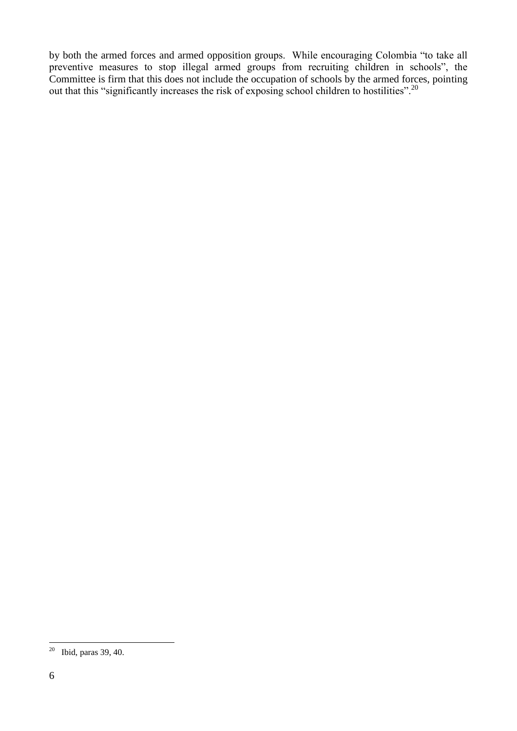by both the armed forces and armed opposition groups. While encouraging Colombia "to take all preventive measures to stop illegal armed groups from recruiting children in schools", the Committee is firm that this does not include the occupation of schools by the armed forces, pointing out that this "significantly increases the risk of exposing school children to hostilities".[20]

---

[20] Ibid, paras 39, 40.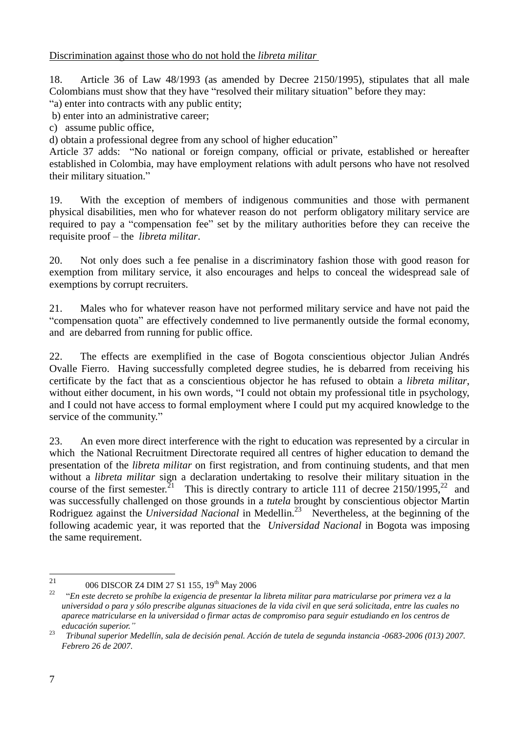Discrimination against those who do not hold the *libreta militar*

18. Article 36 of Law 48/1993 (as amended by Decree 2150/1995), stipulates that all male Colombians must show that they have "resolved their military situation" before they may:

"a) enter into contracts with any public entity;

b) enter into an administrative career;

c) assume public office,

d) obtain a professional degree from any school of higher education"

Article 37 adds: "No national or foreign company, official or private, established or hereafter established in Colombia, may have employment relations with adult persons who have not resolved their military situation."

19. With the exception of members of indigenous communities and those with permanent physical disabilities, men who for whatever reason do not perform obligatory military service are required to pay a "compensation fee" set by the military authorities before they can receive the requisite proof – the *libreta militar*.

20. Not only does such a fee penalise in a discriminatory fashion those with good reason for exemption from military service, it also encourages and helps to conceal the widespread sale of exemptions by corrupt recruiters.

21. Males who for whatever reason have not performed military service and have not paid the "compensation quota" are effectively condemned to live permanently outside the formal economy, and are debarred from running for public office.

22. The effects are exemplified in the case of Bogota conscientious objector Julian Andrés Ovalle Fierro. Having successfully completed degree studies, he is debarred from receiving his certificate by the fact that as a conscientious objector he has refused to obtain a *libreta militar*, without either document, in his own words, "I could not obtain my professional title in psychology, and I could not have access to formal employment where I could put my acquired knowledge to the service of the community."

23. An even more direct interference with the right to education was represented by a circular in which the National Recruitment Directorate required all centres of higher education to demand the presentation of the *libreta militar* on first registration, and from continuing students, and that men without a *libreta militar* sign a declaration undertaking to resolve their military situation in the course of the first semester.[21] This is directly contrary to article 111 of decree 2150/1995,[22] and was successfully challenged on those grounds in a *tutela* brought by conscientious objector Martin Rodriguez against the *Universidad Nacional* in Medellin.[23] Nevertheless, at the beginning of the following academic year, it was reported that the *Universidad Nacional* in Bogota was imposing the same requirement.

---

[21] 006 DISCOR Z4 DIM 27 S1 155, 19th May 2006

[22] *"En este decreto se prohíbe la exigencia de presentar la libreta militar para matricularse por primera vez a la universidad o para y sólo prescribe algunas situaciones de la vida civil en que será solicitada, entre las cuales no aparece matricularse en la universidad o firmar actas de compromiso para seguir estudiando en los centros de educación superior."*

[23] *Tribunal superior Medellín, sala de decisión penal. Acción de tutela de segunda instancia -0683-2006 (013) 2007. Febrero 26 de 2007.*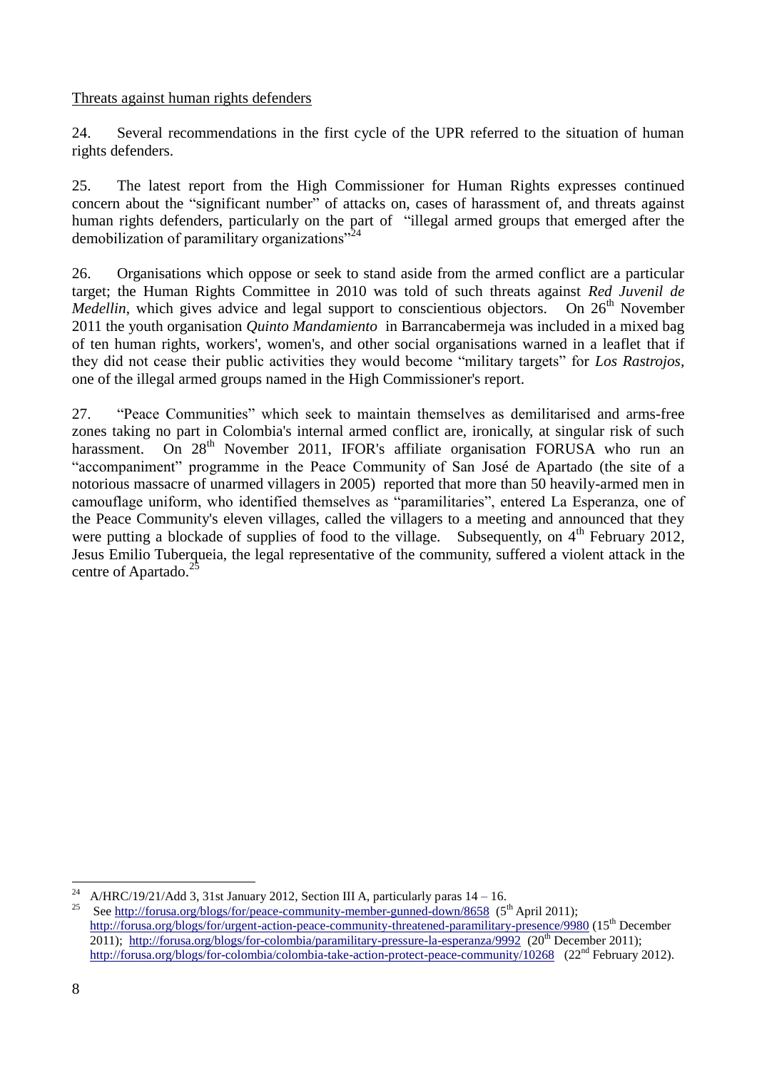Threats against human rights defenders

24. Several recommendations in the first cycle of the UPR referred to the situation of human rights defenders.

25. The latest report from the High Commissioner for Human Rights expresses continued concern about the "significant number" of attacks on, cases of harassment of, and threats against human rights defenders, particularly on the part of "illegal armed groups that emerged after the demobilization of paramilitary organizations"[24]

26. Organisations which oppose or seek to stand aside from the armed conflict are a particular target; the Human Rights Committee in 2010 was told of such threats against *Red Juvenil de Medellin*, which gives advice and legal support to conscientious objectors. On 26th November 2011 the youth organisation *Quinto Mandamiento* in Barrancabermeja was included in a mixed bag of ten human rights, workers', women's, and other social organisations warned in a leaflet that if they did not cease their public activities they would become "military targets" for *Los Rastrojos*, one of the illegal armed groups named in the High Commissioner's report.

27. "Peace Communities" which seek to maintain themselves as demilitarised and arms-free zones taking no part in Colombia's internal armed conflict are, ironically, at singular risk of such harassment. On 28th November 2011, IFOR's affiliate organisation FORUSA who run an "accompaniment" programme in the Peace Community of San José de Apartado (the site of a notorious massacre of unarmed villagers in 2005) reported that more than 50 heavily-armed men in camouflage uniform, who identified themselves as "paramilitaries", entered La Esperanza, one of the Peace Community's eleven villages, called the villagers to a meeting and announced that they were putting a blockade of supplies of food to the village. Subsequently, on 4th February 2012, Jesus Emilio Tuberqueia, the legal representative of the community, suffered a violent attack in the centre of Apartado.[25]

---

[24] A/HRC/19/21/Add 3, 31st January 2012, Section III A, particularly paras 14 – 16.

[25] See http://forusa.org/blogs/for/peace-community-member-gunned-down/8658 (5th April 2011); http://forusa.org/blogs/for/urgent-action-peace-community-threatened-paramilitary-presence/9980 (15th December 2011); http://forusa.org/blogs/for-colombia/paramilitary-pressure-la-esperanza/9992 (20th December 2011); http://forusa.org/blogs/for-colombia/colombia-take-action-protect-peace-community/10268 (22nd February 2012).